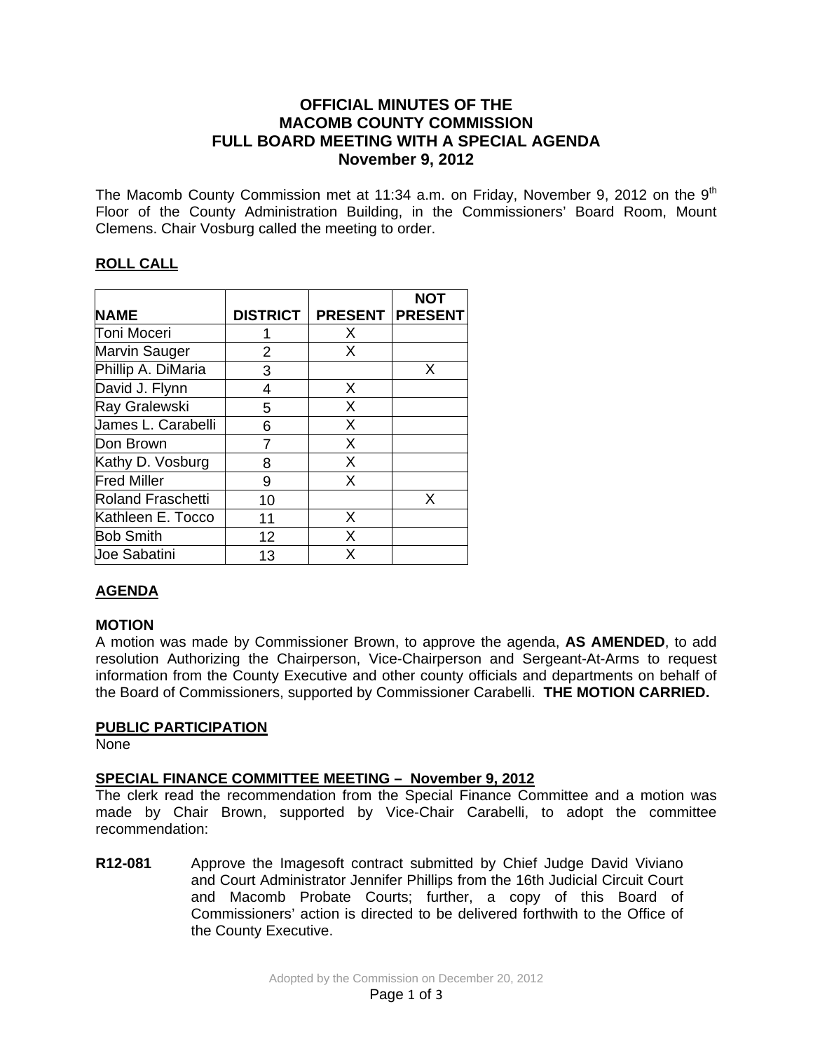# OFFICIAL MINUTES OF THE MACOMB COUNTY COMMISSION FULL BOARD MEETING WITH A SPECIAL AGENDA November 9, 2012

The Macomb County Commission met at 11:34 a.m. on Friday, November 9, 2012 on the 9th Floor of the County Administration Building, in the Commissioners' Board Room, Mount Clemens. Chair Vosburg called the meeting to order.

## ROLL CALL

| NAME | DISTRICT | PRESENT | NOT PRESENT |
|---|---|---|---|
| Toni Moceri | 1 | X | |
| Marvin Sauger | 2 | X | |
| Phillip A. DiMaria | 3 | | X |
| David J. Flynn | 4 | X | |
| Ray Gralewski | 5 | X | |
| James L. Carabelli | 6 | X | |
| Don Brown | 7 | X | |
| Kathy D. Vosburg | 8 | X | |
| Fred Miller | 9 | X | |
| Roland Fraschetti | 10 | | X |
| Kathleen E. Tocco | 11 | X | |
| Bob Smith | 12 | X | |
| Joe Sabatini | 13 | X | |

## AGENDA

### MOTION

A motion was made by Commissioner Brown, to approve the agenda, **AS AMENDED**, to add resolution Authorizing the Chairperson, Vice-Chairperson and Sergeant-At-Arms to request information from the County Executive and other county officials and departments on behalf of the Board of Commissioners, supported by Commissioner Carabelli. **THE MOTION CARRIED.**

## PUBLIC PARTICIPATION

None

## SPECIAL FINANCE COMMITTEE MEETING – November 9, 2012

The clerk read the recommendation from the Special Finance Committee and a motion was made by Chair Brown, supported by Vice-Chair Carabelli, to adopt the committee recommendation:

**R12-081** Approve the Imagesoft contract submitted by Chief Judge David Viviano and Court Administrator Jennifer Phillips from the 16th Judicial Circuit Court and Macomb Probate Courts; further, a copy of this Board of Commissioners' action is directed to be delivered forthwith to the Office of the County Executive.

Adopted by the Commission on December 20, 2012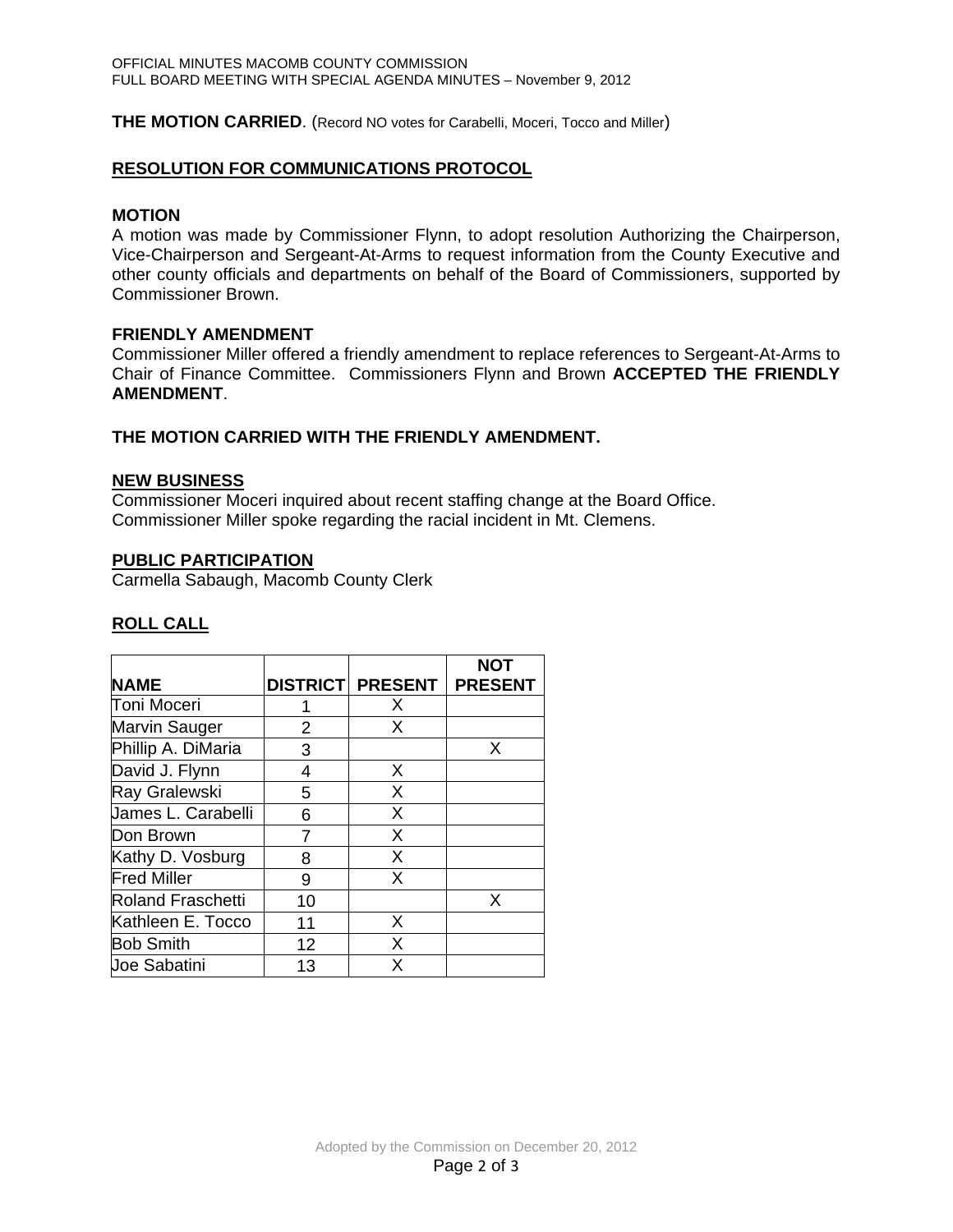**THE MOTION CARRIED**. (Record NO votes for Carabelli, Moceri, Tocco and Miller)

## RESOLUTION FOR COMMUNICATIONS PROTOCOL

### MOTION

A motion was made by Commissioner Flynn, to adopt resolution Authorizing the Chairperson, Vice-Chairperson and Sergeant-At-Arms to request information from the County Executive and other county officials and departments on behalf of the Board of Commissioners, supported by Commissioner Brown.

### FRIENDLY AMENDMENT

Commissioner Miller offered a friendly amendment to replace references to Sergeant-At-Arms to Chair of Finance Committee. Commissioners Flynn and Brown **ACCEPTED THE FRIENDLY AMENDMENT**.

**THE MOTION CARRIED WITH THE FRIENDLY AMENDMENT.**

## NEW BUSINESS

Commissioner Moceri inquired about recent staffing change at the Board Office.
Commissioner Miller spoke regarding the racial incident in Mt. Clemens.

## PUBLIC PARTICIPATION

Carmella Sabaugh, Macomb County Clerk

## ROLL CALL

| NAME | DISTRICT | PRESENT | NOT PRESENT |
|---|---|---|---|
| Toni Moceri | 1 | X | |
| Marvin Sauger | 2 | X | |
| Phillip A. DiMaria | 3 | | X |
| David J. Flynn | 4 | X | |
| Ray Gralewski | 5 | X | |
| James L. Carabelli | 6 | X | |
| Don Brown | 7 | X | |
| Kathy D. Vosburg | 8 | X | |
| Fred Miller | 9 | X | |
| Roland Fraschetti | 10 | | X |
| Kathleen E. Tocco | 11 | X | |
| Bob Smith | 12 | X | |
| Joe Sabatini | 13 | X | |

Adopted by the Commission on December 20, 2012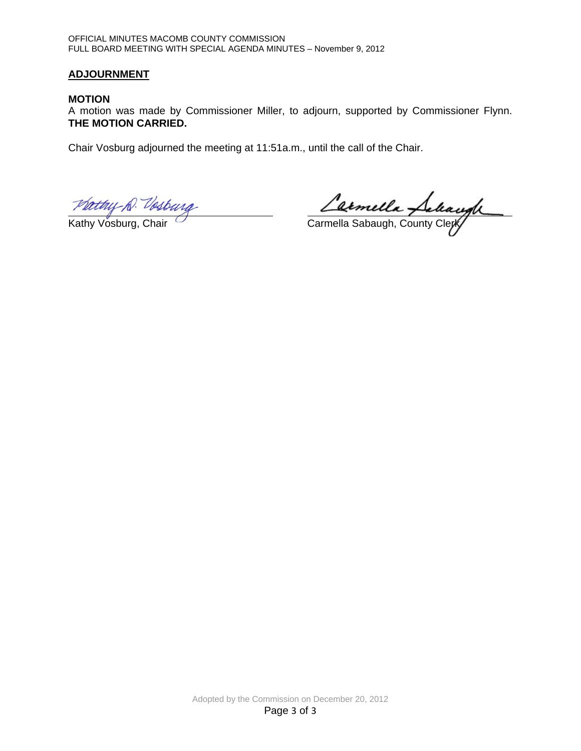## ADJOURNMENT

**MOTION**

A motion was made by Commissioner Miller, to adjourn, supported by Commissioner Flynn. **THE MOTION CARRIED.**

Chair Vosburg adjourned the meeting at 11:51a.m., until the call of the Chair.

Kathy Vosburg, Chair

Carmella Sabaugh, County Clerk

Adopted by the Commission on December 20, 2012